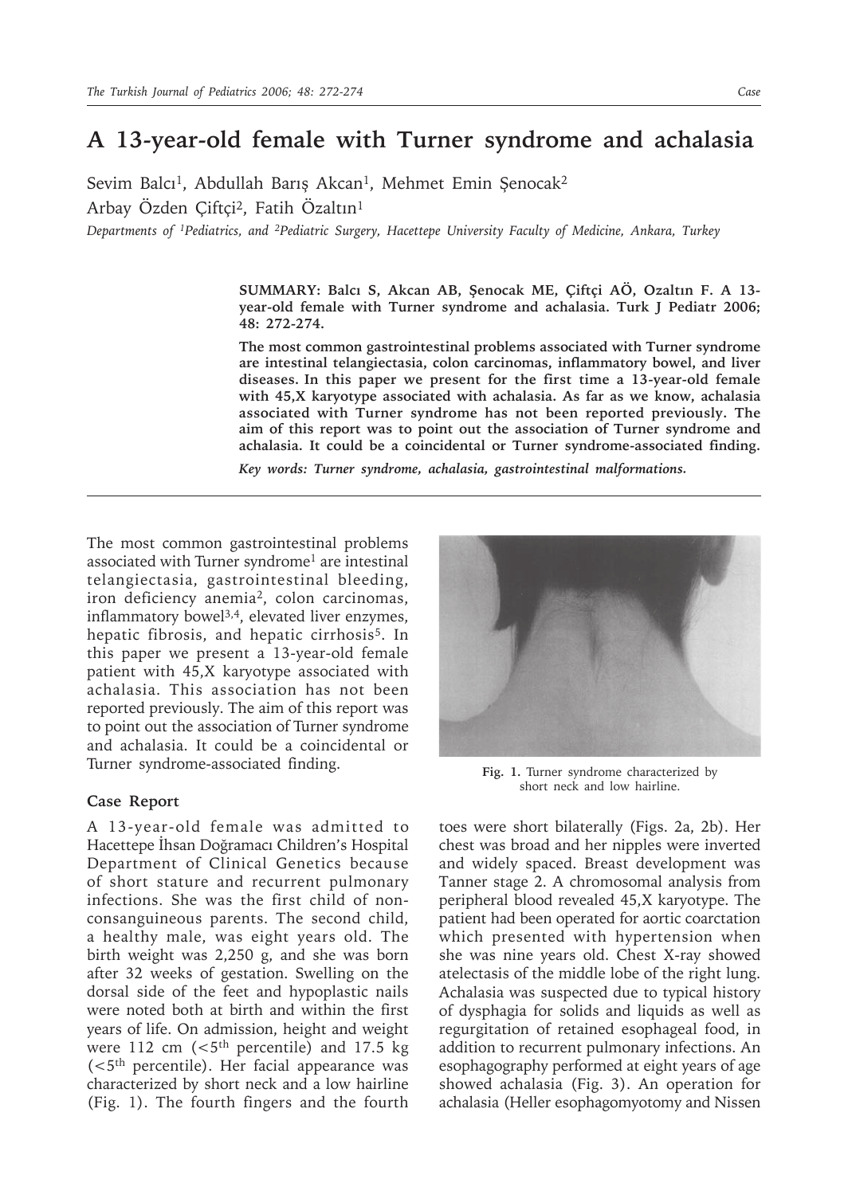# A 13-year-old female with Turner syndrome and achalasia

Sevim Balcı[1], Abdullah Barış Akcan[1], Mehmet Emin Şenocak[2]

Arbay Özden Çiftçi[2], Fatih Özaltın[1]

*Departments of [1]Pediatrics, and [2]Pediatric Surgery, Hacettepe University Faculty of Medicine, Ankara, Turkey*

**SUMMARY: Balcı S, Akcan AB, Şenocak ME, Çiftçi AÖ, Ozaltın F. A 13-year-old female with Turner syndrome and achalasia. Turk J Pediatr 2006; 48: 272-274.**

**The most common gastrointestinal problems associated with Turner syndrome are intestinal telangiectasia, colon carcinomas, inflammatory bowel, and liver diseases. In this paper we present for the first time a 13-year-old female with 45,X karyotype associated with achalasia. As far as we know, achalasia associated with Turner syndrome has not been reported previously. The aim of this report was to point out the association of Turner syndrome and achalasia. It could be a coincidental or Turner syndrome-associated finding.**

***Key words: Turner syndrome, achalasia, gastrointestinal malformations.***

The most common gastrointestinal problems associated with Turner syndrome[1] are intestinal telangiectasia, gastrointestinal bleeding, iron deficiency anemia[2], colon carcinomas, inflammatory bowel[3,4], elevated liver enzymes, hepatic fibrosis, and hepatic cirrhosis[5]. In this paper we present a 13-year-old female patient with 45,X karyotype associated with achalasia. This association has not been reported previously. The aim of this report was to point out the association of Turner syndrome and achalasia. It could be a coincidental or Turner syndrome-associated finding.

Fig. 1. Turner syndrome characterized by short neck and low hairline.

## Case Report

A 13-year-old female was admitted to Hacettepe İhsan Doğramacı Children's Hospital Department of Clinical Genetics because of short stature and recurrent pulmonary infections. She was the first child of non-consanguineous parents. The second child, a healthy male, was eight years old. The birth weight was 2,250 g, and she was born after 32 weeks of gestation. Swelling on the dorsal side of the feet and hypoplastic nails were noted both at birth and within the first years of life. On admission, height and weight were 112 cm (<5$^{th}$ percentile) and 17.5 kg (<5$^{th}$ percentile). Her facial appearance was characterized by short neck and a low hairline (Fig. 1). The fourth fingers and the fourth toes were short bilaterally (Figs. 2a, 2b). Her chest was broad and her nipples were inverted and widely spaced. Breast development was Tanner stage 2. A chromosomal analysis from peripheral blood revealed 45,X karyotype. The patient had been operated for aortic coarctation which presented with hypertension when she was nine years old. Chest X-ray showed atelectasis of the middle lobe of the right lung. Achalasia was suspected due to typical history of dysphagia for solids and liquids as well as regurgitation of retained esophageal food, in addition to recurrent pulmonary infections. An esophagography performed at eight years of age showed achalasia (Fig. 3). An operation for achalasia (Heller esophagomyotomy and Nissen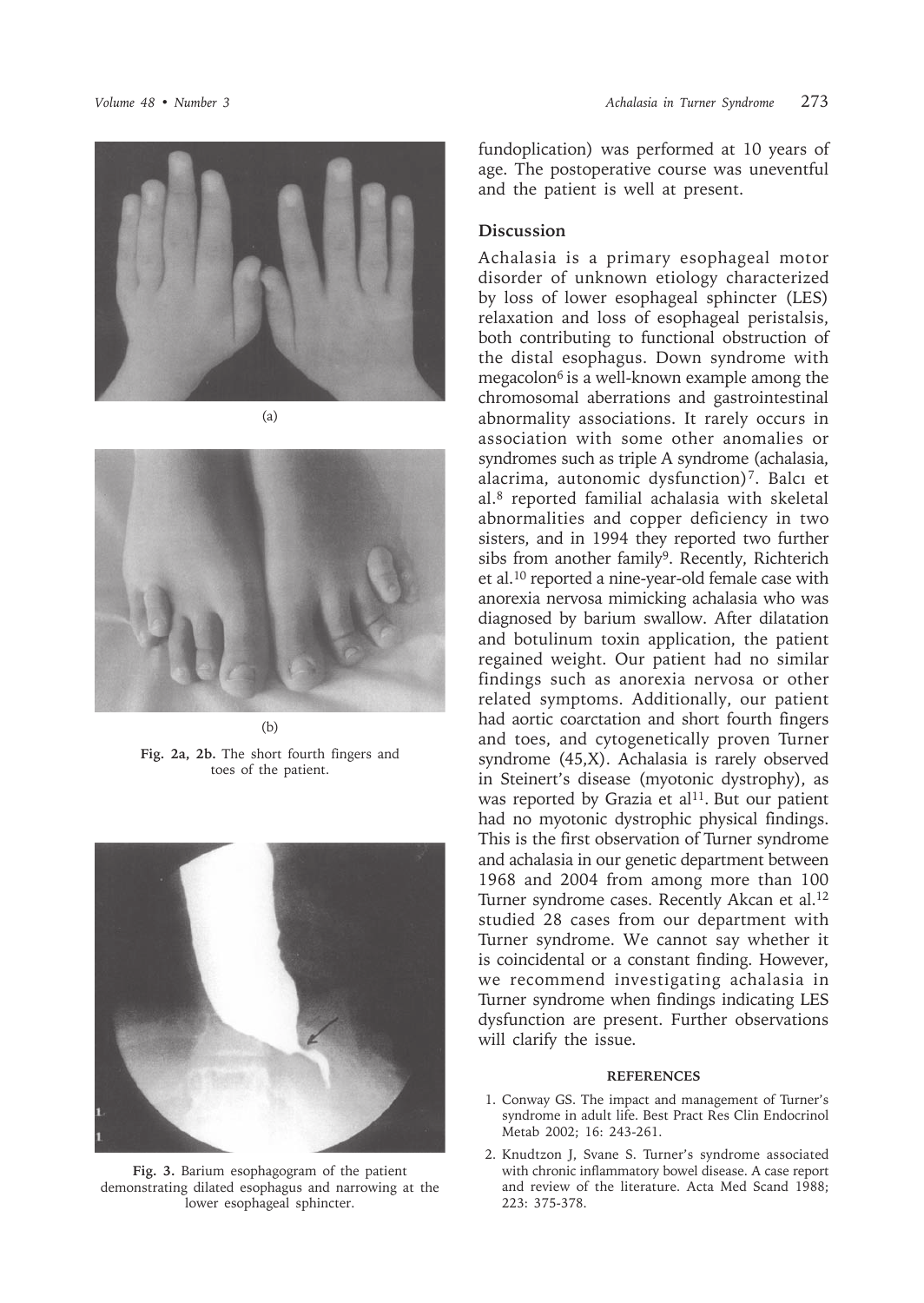(a)

(b)

**Fig. 2a, 2b.** The short fourth fingers and toes of the patient.

**Fig. 3.** Barium esophagogram of the patient demonstrating dilated esophagus and narrowing at the lower esophageal sphincter.

fundoplication) was performed at 10 years of age. The postoperative course was uneventful and the patient is well at present.

## Discussion

Achalasia is a primary esophageal motor disorder of unknown etiology characterized by loss of lower esophageal sphincter (LES) relaxation and loss of esophageal peristalsis, both contributing to functional obstruction of the distal esophagus. Down syndrome with megacolon[6] is a well-known example among the chromosomal aberrations and gastrointestinal abnormality associations. It rarely occurs in association with some other anomalies or syndromes such as triple A syndrome (achalasia, alacrima, autonomic dysfunction)[7]. Balcı et al.[8] reported familial achalasia with skeletal abnormalities and copper deficiency in two sisters, and in 1994 they reported two further sibs from another family[9]. Recently, Richterich et al.[10] reported a nine-year-old female case with anorexia nervosa mimicking achalasia who was diagnosed by barium swallow. After dilatation and botulinum toxin application, the patient regained weight. Our patient had no similar findings such as anorexia nervosa or other related symptoms. Additionally, our patient had aortic coarctation and short fourth fingers and toes, and cytogenetically proven Turner syndrome (45,X). Achalasia is rarely observed in Steinert's disease (myotonic dystrophy), as was reported by Grazia et al[11]. But our patient had no myotonic dystrophic physical findings. This is the first observation of Turner syndrome and achalasia in our genetic department between 1968 and 2004 from among more than 100 Turner syndrome cases. Recently Akcan et al.[12] studied 28 cases from our department with Turner syndrome. We cannot say whether it is coincidental or a constant finding. However, we recommend investigating achalasia in Turner syndrome when findings indicating LES dysfunction are present. Further observations will clarify the issue.

### REFERENCES

1. Conway GS. The impact and management of Turner's syndrome in adult life. Best Pract Res Clin Endocrinol Metab 2002; 16: 243-261.
2. Knudtzon J, Svane S. Turner's syndrome associated with chronic inflammatory bowel disease. A case report and review of the literature. Acta Med Scand 1988; 223: 375-378.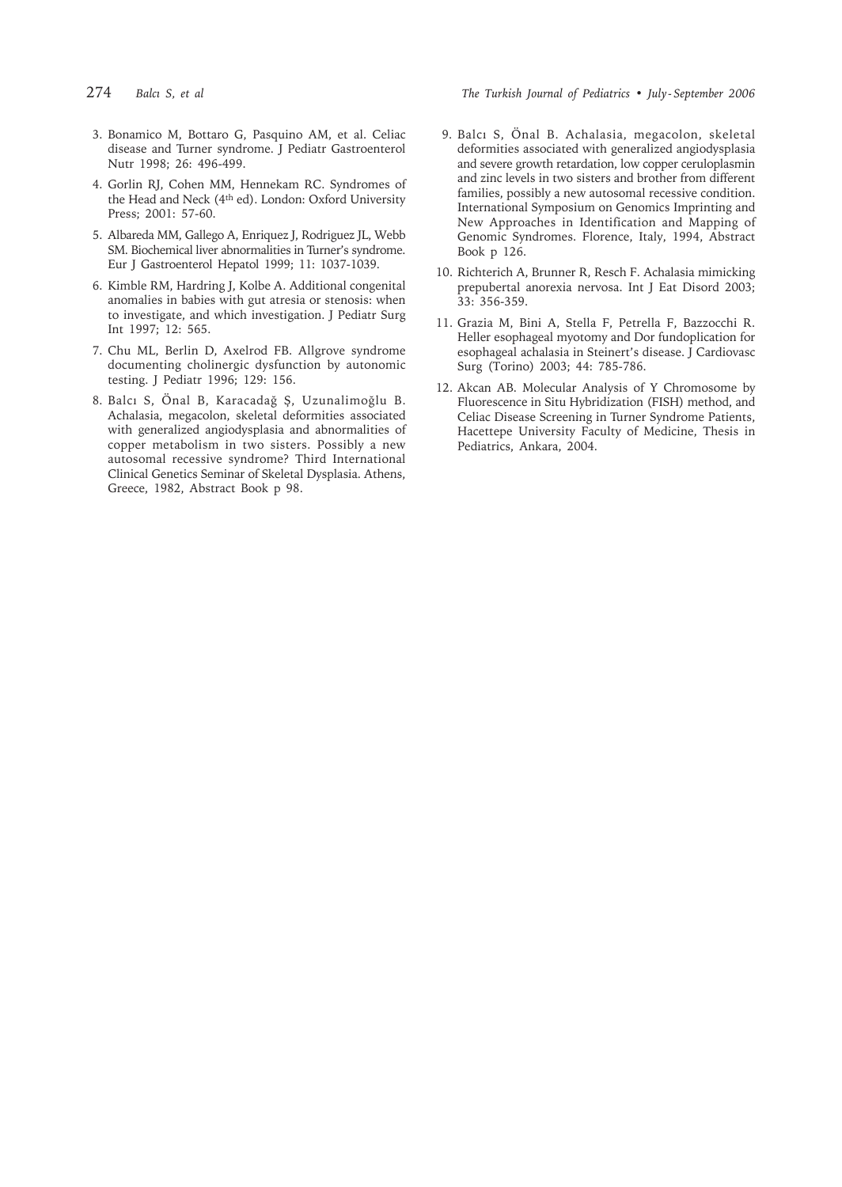3. Bonamico M, Bottaro G, Pasquino AM, et al. Celiac disease and Turner syndrome. J Pediatr Gastroenterol Nutr 1998; 26: 496-499.

4. Gorlin RJ, Cohen MM, Hennekam RC. Syndromes of the Head and Neck (4th ed). London: Oxford University Press; 2001: 57-60.

5. Albareda MM, Gallego A, Enriquez J, Rodriguez JL, Webb SM. Biochemical liver abnormalities in Turner's syndrome. Eur J Gastroenterol Hepatol 1999; 11: 1037-1039.

6. Kimble RM, Hardring J, Kolbe A. Additional congenital anomalies in babies with gut atresia or stenosis: when to investigate, and which investigation. J Pediatr Surg Int 1997; 12: 565.

7. Chu ML, Berlin D, Axelrod FB. Allgrove syndrome documenting cholinergic dysfunction by autonomic testing. J Pediatr 1996; 129: 156.

8. Balcı S, Önal B, Karacadağ Ş, Uzunalimoğlu B. Achalasia, megacolon, skeletal deformities associated with generalized angiodysplasia and abnormalities of copper metabolism in two sisters. Possibly a new autosomal recessive syndrome? Third International Clinical Genetics Seminar of Skeletal Dysplasia. Athens, Greece, 1982, Abstract Book p 98.

9. Balcı S, Önal B. Achalasia, megacolon, skeletal deformities associated with generalized angiodysplasia and severe growth retardation, low copper ceruloplasmin and zinc levels in two sisters and brother from different families, possibly a new autosomal recessive condition. International Symposium on Genomics Imprinting and New Approaches in Identification and Mapping of Genomic Syndromes. Florence, Italy, 1994, Abstract Book p 126.

10. Richterich A, Brunner R, Resch F. Achalasia mimicking prepubertal anorexia nervosa. Int J Eat Disord 2003; 33: 356-359.

11. Grazia M, Bini A, Stella F, Petrella F, Bazzocchi R. Heller esophageal myotomy and Dor fundoplication for esophageal achalasia in Steinert's disease. J Cardiovasc Surg (Torino) 2003; 44: 785-786.

12. Akcan AB. Molecular Analysis of Y Chromosome by Fluorescence in Situ Hybridization (FISH) method, and Celiac Disease Screening in Turner Syndrome Patients, Hacettepe University Faculty of Medicine, Thesis in Pediatrics, Ankara, 2004.